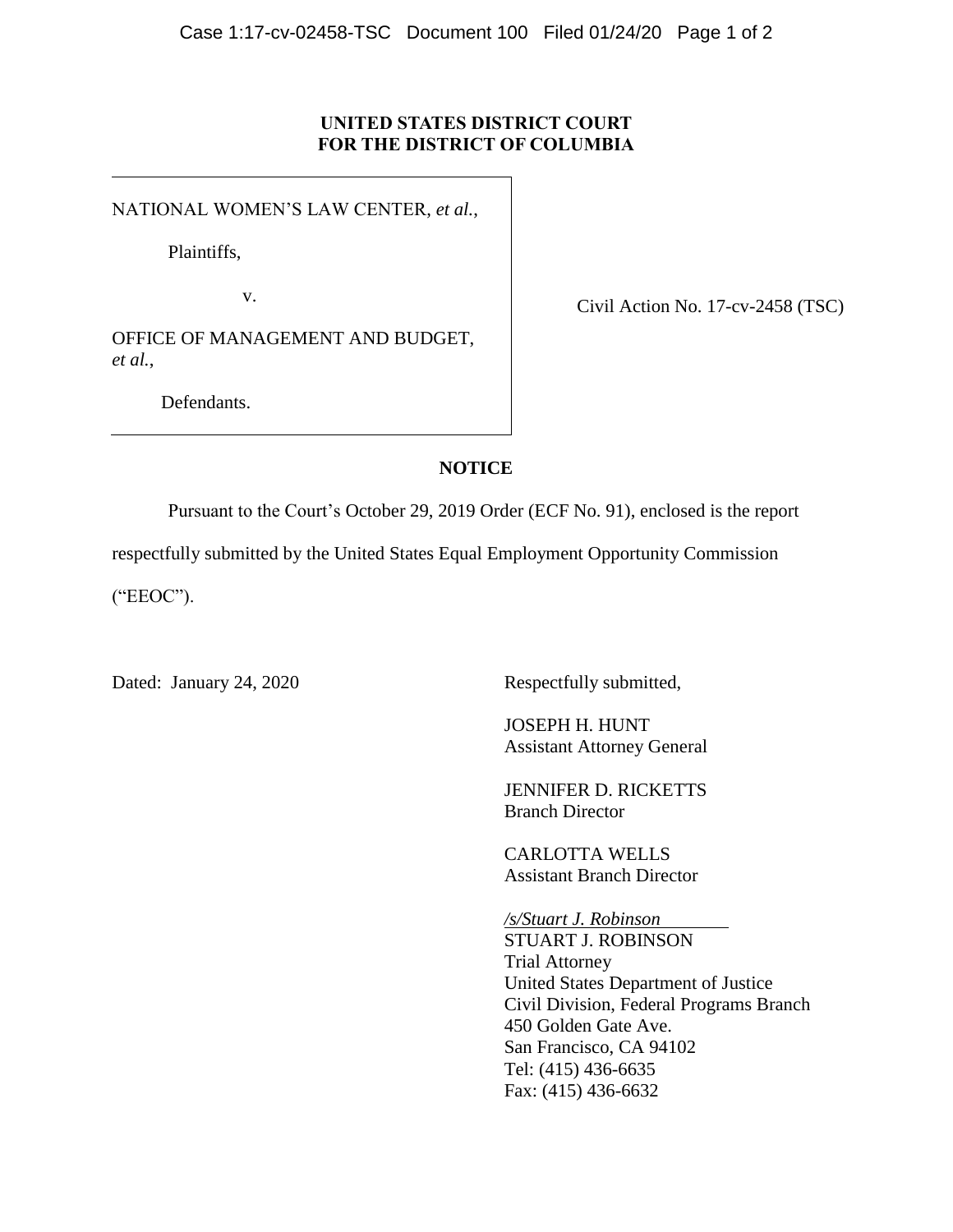**UNITED STATES DISTRICT COURT**
**FOR THE DISTRICT OF COLUMBIA**

NATIONAL WOMEN'S LAW CENTER, *et al.*,

Plaintiffs,

v.

OFFICE OF MANAGEMENT AND BUDGET, *et al.*,

Defendants.

Civil Action No. 17-cv-2458 (TSC)

**NOTICE**

Pursuant to the Court's October 29, 2019 Order (ECF No. 91), enclosed is the report respectfully submitted by the United States Equal Employment Opportunity Commission ("EEOC").

Dated: January 24, 2020

Respectfully submitted,

JOSEPH H. HUNT
Assistant Attorney General

JENNIFER D. RICKETTS
Branch Director

CARLOTTA WELLS
Assistant Branch Director

*/s/Stuart J. Robinson*
STUART J. ROBINSON
Trial Attorney
United States Department of Justice
Civil Division, Federal Programs Branch
450 Golden Gate Ave.
San Francisco, CA 94102
Tel: (415) 436-6635
Fax: (415) 436-6632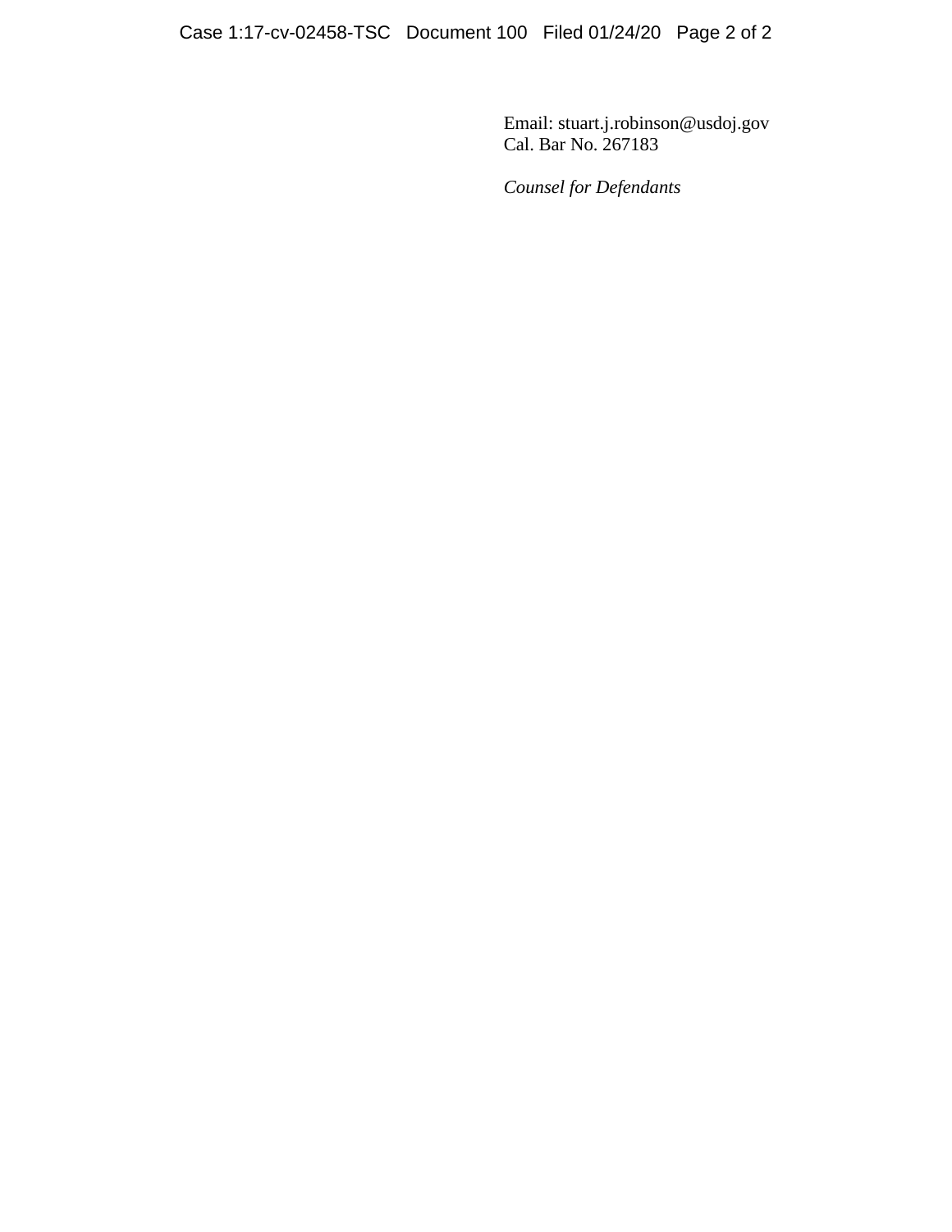Email: stuart.j.robinson@usdoj.gov
Cal. Bar No. 267183

*Counsel for Defendants*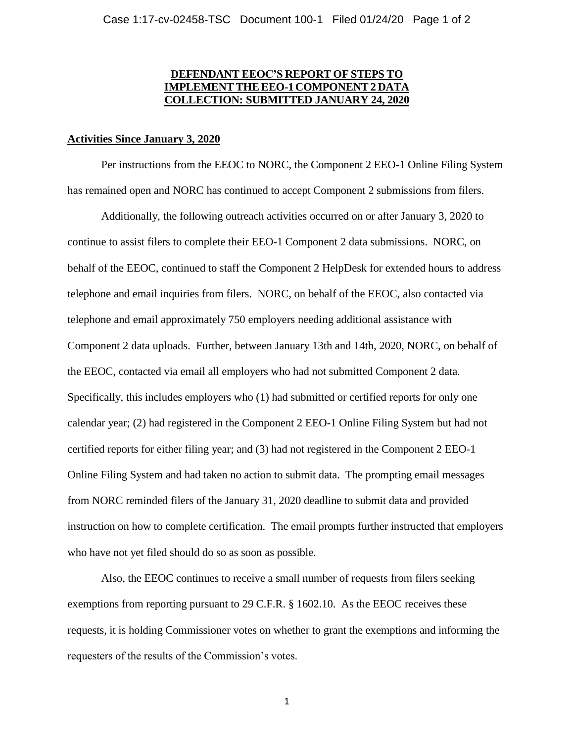# DEFENDANT EEOC'S REPORT OF STEPS TO IMPLEMENT THE EEO-1 COMPONENT 2 DATA COLLECTION: SUBMITTED JANUARY 24, 2020

## Activities Since January 3, 2020

Per instructions from the EEOC to NORC, the Component 2 EEO-1 Online Filing System has remained open and NORC has continued to accept Component 2 submissions from filers.

Additionally, the following outreach activities occurred on or after January 3, 2020 to continue to assist filers to complete their EEO-1 Component 2 data submissions. NORC, on behalf of the EEOC, continued to staff the Component 2 HelpDesk for extended hours to address telephone and email inquiries from filers. NORC, on behalf of the EEOC, also contacted via telephone and email approximately 750 employers needing additional assistance with Component 2 data uploads. Further, between January 13th and 14th, 2020, NORC, on behalf of the EEOC, contacted via email all employers who had not submitted Component 2 data. Specifically, this includes employers who (1) had submitted or certified reports for only one calendar year; (2) had registered in the Component 2 EEO-1 Online Filing System but had not certified reports for either filing year; and (3) had not registered in the Component 2 EEO-1 Online Filing System and had taken no action to submit data. The prompting email messages from NORC reminded filers of the January 31, 2020 deadline to submit data and provided instruction on how to complete certification. The email prompts further instructed that employers who have not yet filed should do so as soon as possible.

Also, the EEOC continues to receive a small number of requests from filers seeking exemptions from reporting pursuant to 29 C.F.R. § 1602.10. As the EEOC receives these requests, it is holding Commissioner votes on whether to grant the exemptions and informing the requesters of the results of the Commission's votes.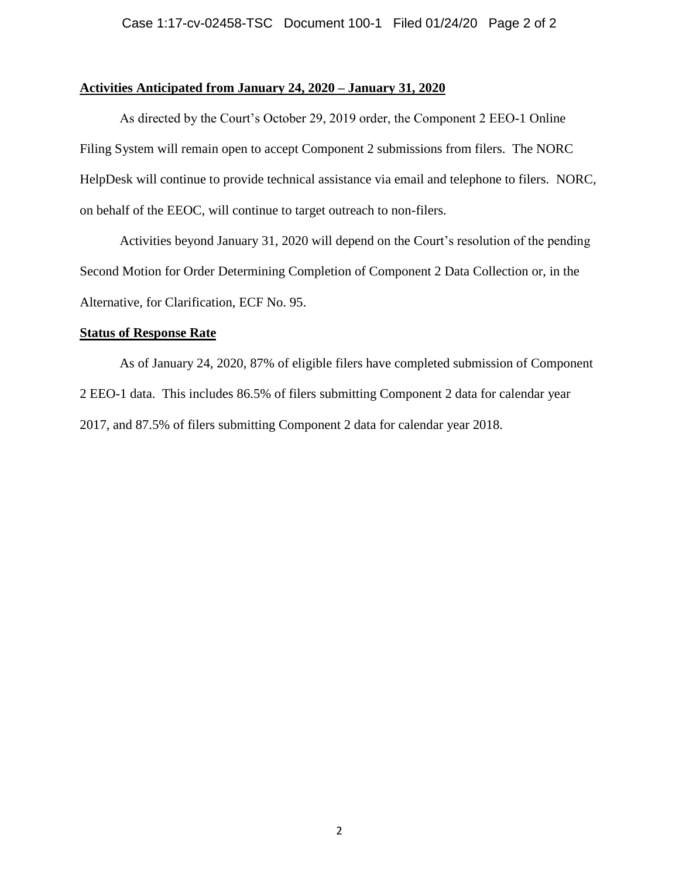**Activities Anticipated from January 24, 2020 – January 31, 2020**

As directed by the Court's October 29, 2019 order, the Component 2 EEO-1 Online Filing System will remain open to accept Component 2 submissions from filers. The NORC HelpDesk will continue to provide technical assistance via email and telephone to filers. NORC, on behalf of the EEOC, will continue to target outreach to non-filers.

Activities beyond January 31, 2020 will depend on the Court's resolution of the pending Second Motion for Order Determining Completion of Component 2 Data Collection or, in the Alternative, for Clarification, ECF No. 95.

**Status of Response Rate**

As of January 24, 2020, 87% of eligible filers have completed submission of Component 2 EEO-1 data. This includes 86.5% of filers submitting Component 2 data for calendar year 2017, and 87.5% of filers submitting Component 2 data for calendar year 2018.